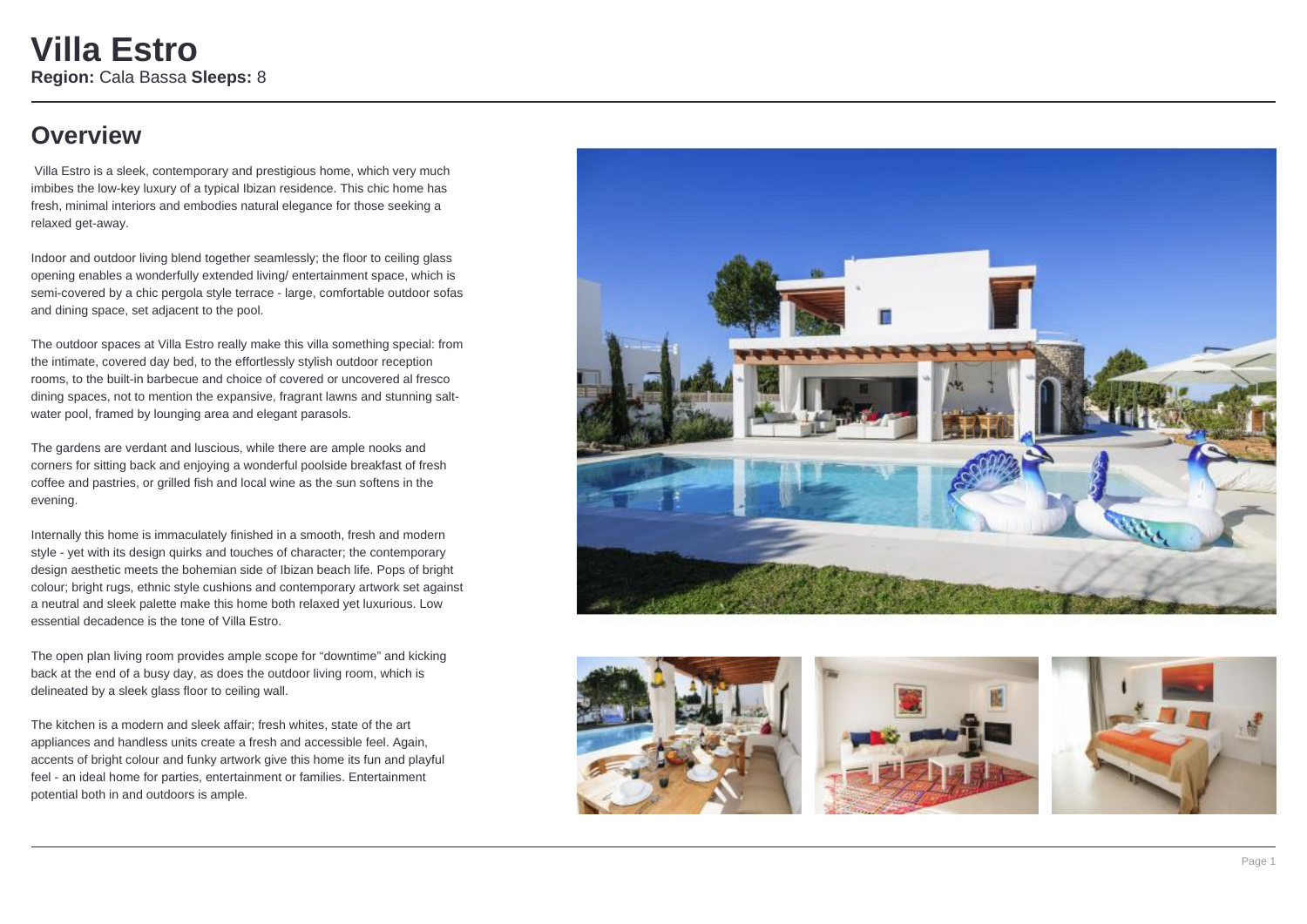# Villa Estro

**Region:** Cala Bassa **Sleeps:** 8

## Overview

Villa Estro is a sleek, contemporary and prestigious home, which very much imbibes the low-key luxury of a typical Ibizan residence. This chic home has fresh, minimal interiors and embodies natural elegance for those seeking a relaxed get-away.

Indoor and outdoor living blend together seamlessly; the floor to ceiling glass opening enables a wonderfully extended living/ entertainment space, which is semi-covered by a chic pergola style terrace - large, comfortable outdoor sofas and dining space, set adjacent to the pool.

The outdoor spaces at Villa Estro really make this villa something special: from the intimate, covered day bed, to the effortlessly stylish outdoor reception rooms, to the built-in barbecue and choice of covered or uncovered al fresco dining spaces, not to mention the expansive, fragrant lawns and stunning salt-water pool, framed by lounging area and elegant parasols.

The gardens are verdant and luscious, while there are ample nooks and corners for sitting back and enjoying a wonderful poolside breakfast of fresh coffee and pastries, or grilled fish and local wine as the sun softens in the evening.

Internally this home is immaculately finished in a smooth, fresh and modern style - yet with its design quirks and touches of character; the contemporary design aesthetic meets the bohemian side of Ibizan beach life. Pops of bright colour; bright rugs, ethnic style cushions and contemporary artwork set against a neutral and sleek palette make this home both relaxed yet luxurious. Low essential decadence is the tone of Villa Estro.

The open plan living room provides ample scope for "downtime" and kicking back at the end of a busy day, as does the outdoor living room, which is delineated by a sleek glass floor to ceiling wall.

The kitchen is a modern and sleek affair; fresh whites, state of the art appliances and handless units create a fresh and accessible feel. Again, accents of bright colour and funky artwork give this home its fun and playful feel - an ideal home for parties, entertainment or families. Entertainment potential both in and outdoors is ample.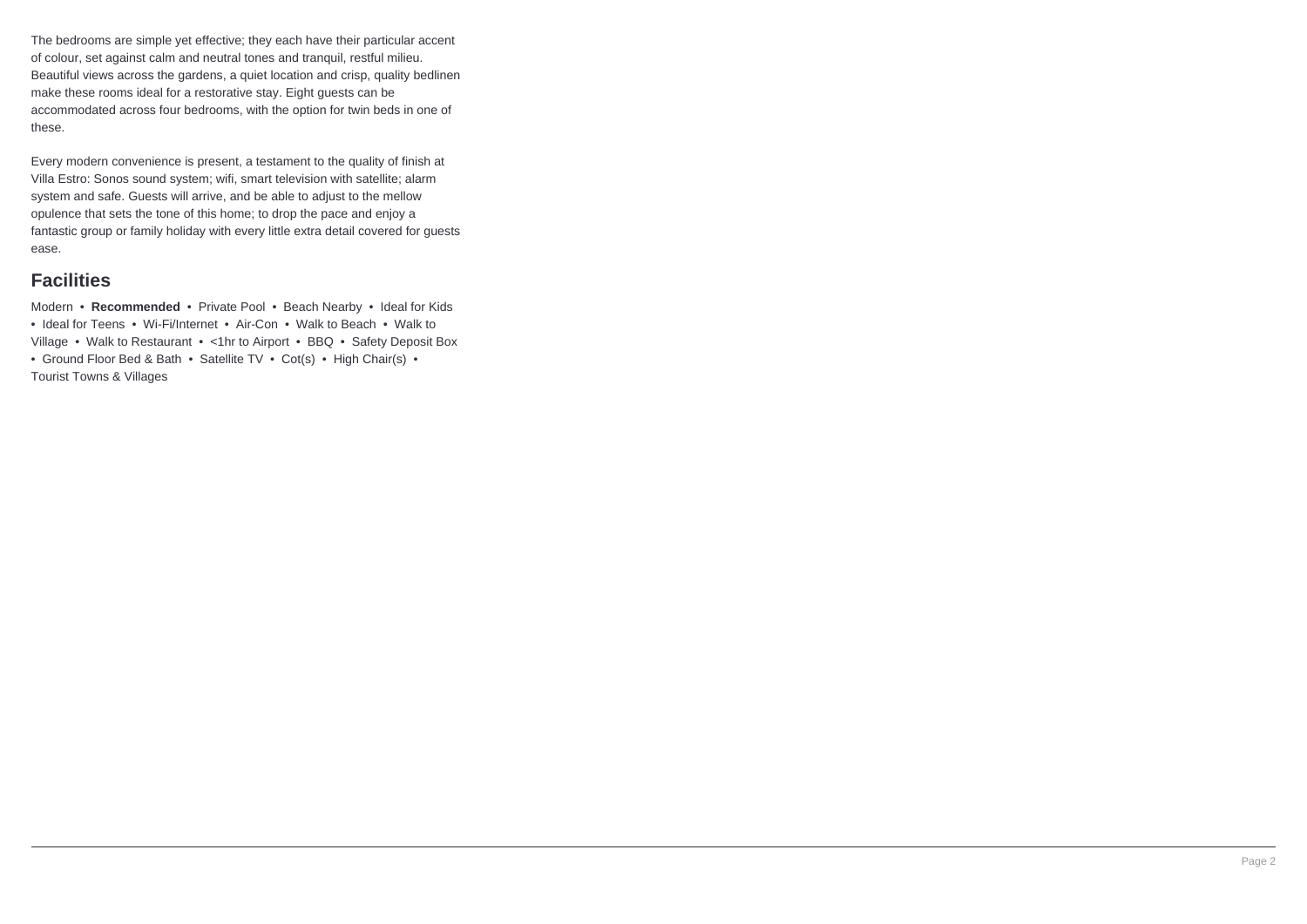The bedrooms are simple yet effective; they each have their particular accent of colour, set against calm and neutral tones and tranquil, restful milieu. Beautiful views across the gardens, a quiet location and crisp, quality bedlinen make these rooms ideal for a restorative stay. Eight guests can be accommodated across four bedrooms, with the option for twin beds in one of these.

Every modern convenience is present, a testament to the quality of finish at Villa Estro: Sonos sound system; wifi, smart television with satellite; alarm system and safe. Guests will arrive, and be able to adjust to the mellow opulence that sets the tone of this home; to drop the pace and enjoy a fantastic group or family holiday with every little extra detail covered for guests ease.

## Facilities

Modern • **Recommended** • Private Pool • Beach Nearby • Ideal for Kids • Ideal for Teens • Wi-Fi/Internet • Air-Con • Walk to Beach • Walk to Village • Walk to Restaurant • <1hr to Airport • BBQ • Safety Deposit Box • Ground Floor Bed & Bath • Satellite TV • Cot(s) • High Chair(s) • Tourist Towns & Villages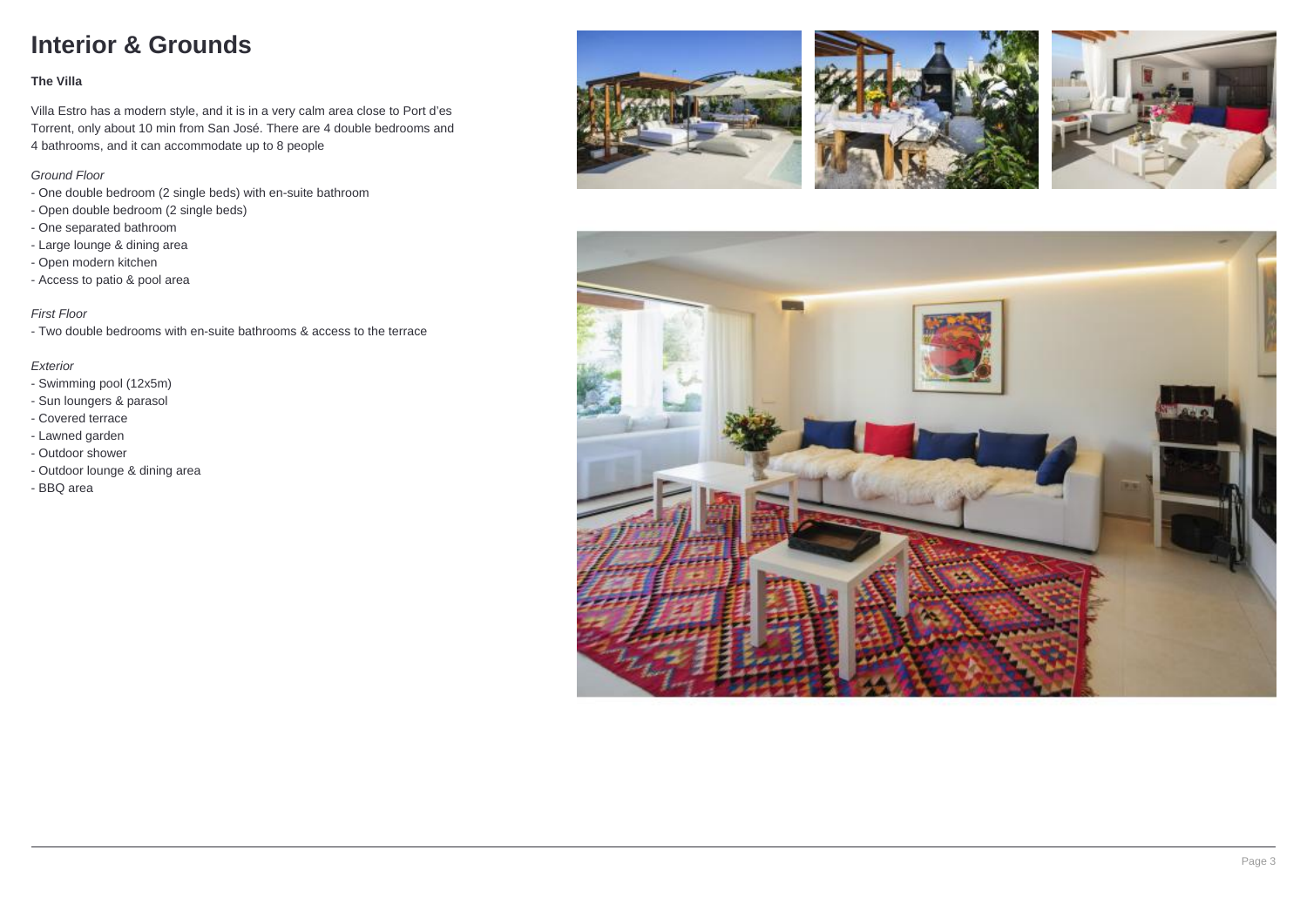# Interior & Grounds

**The Villa**

Villa Estro has a modern style, and it is in a very calm area close to Port d'es Torrent, only about 10 min from San José. There are 4 double bedrooms and 4 bathrooms, and it can accommodate up to 8 people

*Ground Floor*

- One double bedroom (2 single beds) with en-suite bathroom
- Open double bedroom (2 single beds)
- One separated bathroom
- Large lounge & dining area
- Open modern kitchen
- Access to patio & pool area

*First Floor*

- Two double bedrooms with en-suite bathrooms & access to the terrace

*Exterior*

- Swimming pool (12x5m)
- Sun loungers & parasol
- Covered terrace
- Lawned garden
- Outdoor shower
- Outdoor lounge & dining area
- BBQ area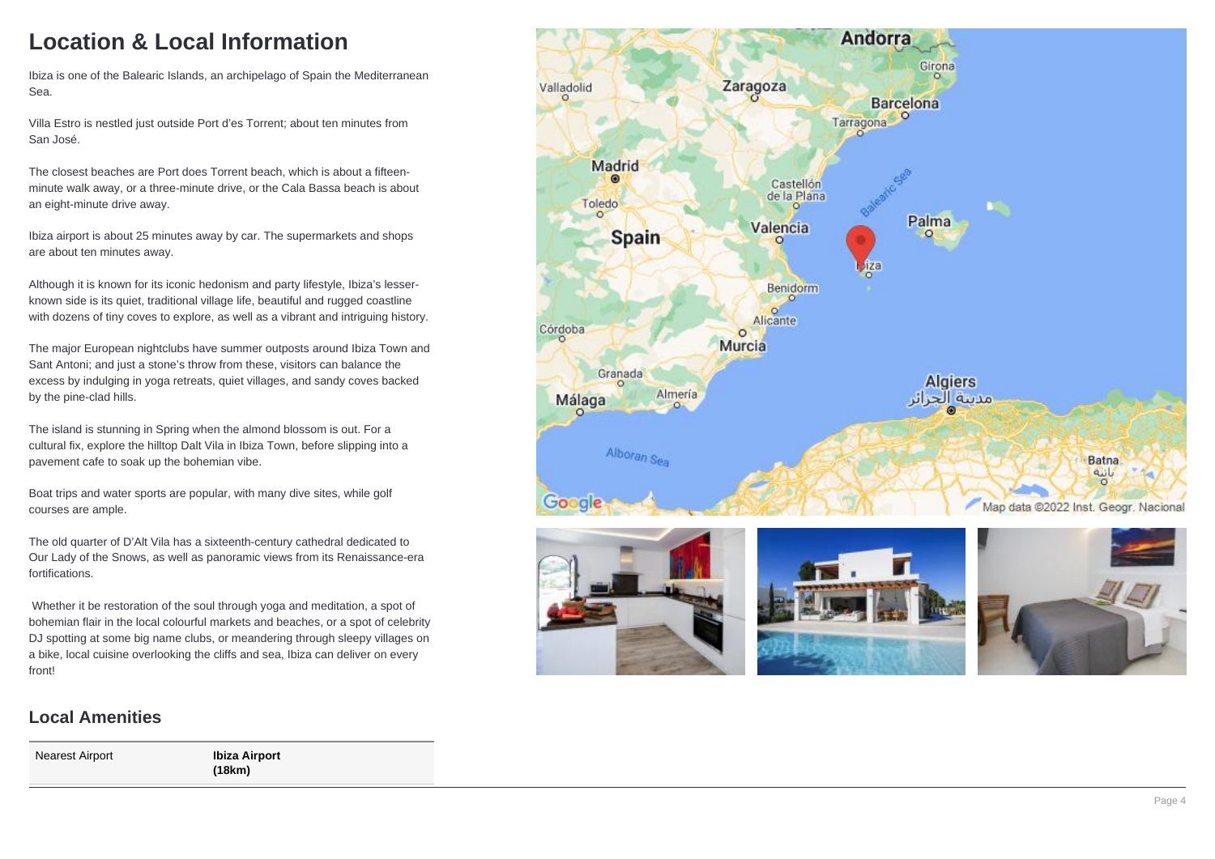# Location & Local Information

Ibiza is one of the Balearic Islands, an archipelago of Spain the Mediterranean Sea.

Villa Estro is nestled just outside Port d'es Torrent; about ten minutes from San José.

The closest beaches are Port does Torrent beach, which is about a fifteen-minute walk away, or a three-minute drive, or the Cala Bassa beach is about an eight-minute drive away.

Ibiza airport is about 25 minutes away by car. The supermarkets and shops are about ten minutes away.

Although it is known for its iconic hedonism and party lifestyle, Ibiza's lesser-known side is its quiet, traditional village life, beautiful and rugged coastline with dozens of tiny coves to explore, as well as a vibrant and intriguing history.

The major European nightclubs have summer outposts around Ibiza Town and Sant Antoni; and just a stone's throw from these, visitors can balance the excess by indulging in yoga retreats, quiet villages, and sandy coves backed by the pine-clad hills.

The island is stunning in Spring when the almond blossom is out. For a cultural fix, explore the hilltop Dalt Vila in Ibiza Town, before slipping into a pavement cafe to soak up the bohemian vibe.

Boat trips and water sports are popular, with many dive sites, while golf courses are ample.

The old quarter of D'Alt Vila has a sixteenth-century cathedral dedicated to Our Lady of the Snows, as well as panoramic views from its Renaissance-era fortifications.

Whether it be restoration of the soul through yoga and meditation, a spot of bohemian flair in the local colourful markets and beaches, or a spot of celebrity DJ spotting at some big name clubs, or meandering through sleepy villages on a bike, local cuisine overlooking the cliffs and sea, Ibiza can deliver on every front!

## Local Amenities

| | |
|---|---|
| Nearest Airport | **Ibiza Airport (18km)** |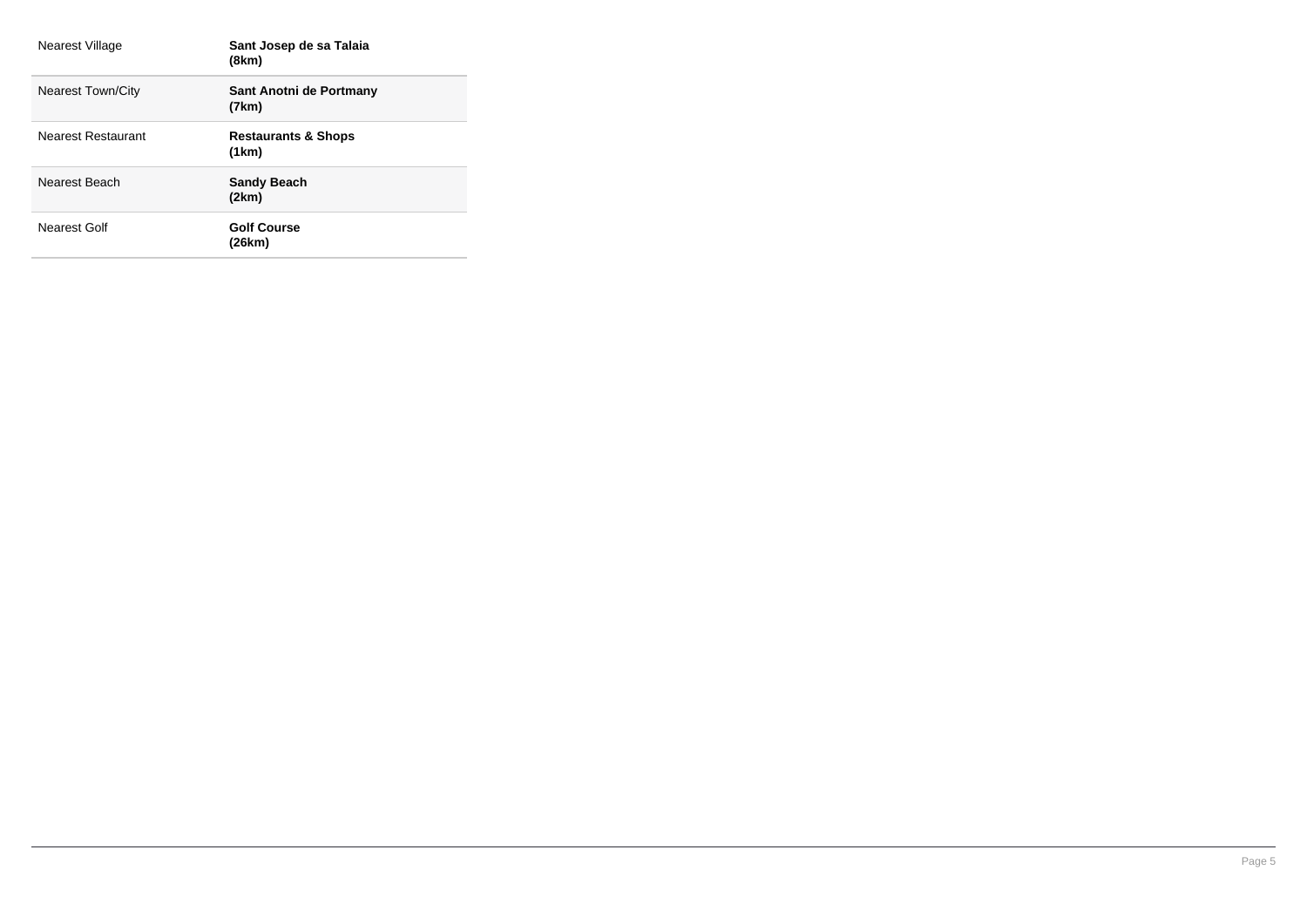| | |
|---|---|
| Nearest Village | **Sant Josep de sa Talaia (8km)** |
| Nearest Town/City | **Sant Anotni de Portmany (7km)** |
| Nearest Restaurant | **Restaurants & Shops (1km)** |
| Nearest Beach | **Sandy Beach (2km)** |
| Nearest Golf | **Golf Course (26km)** |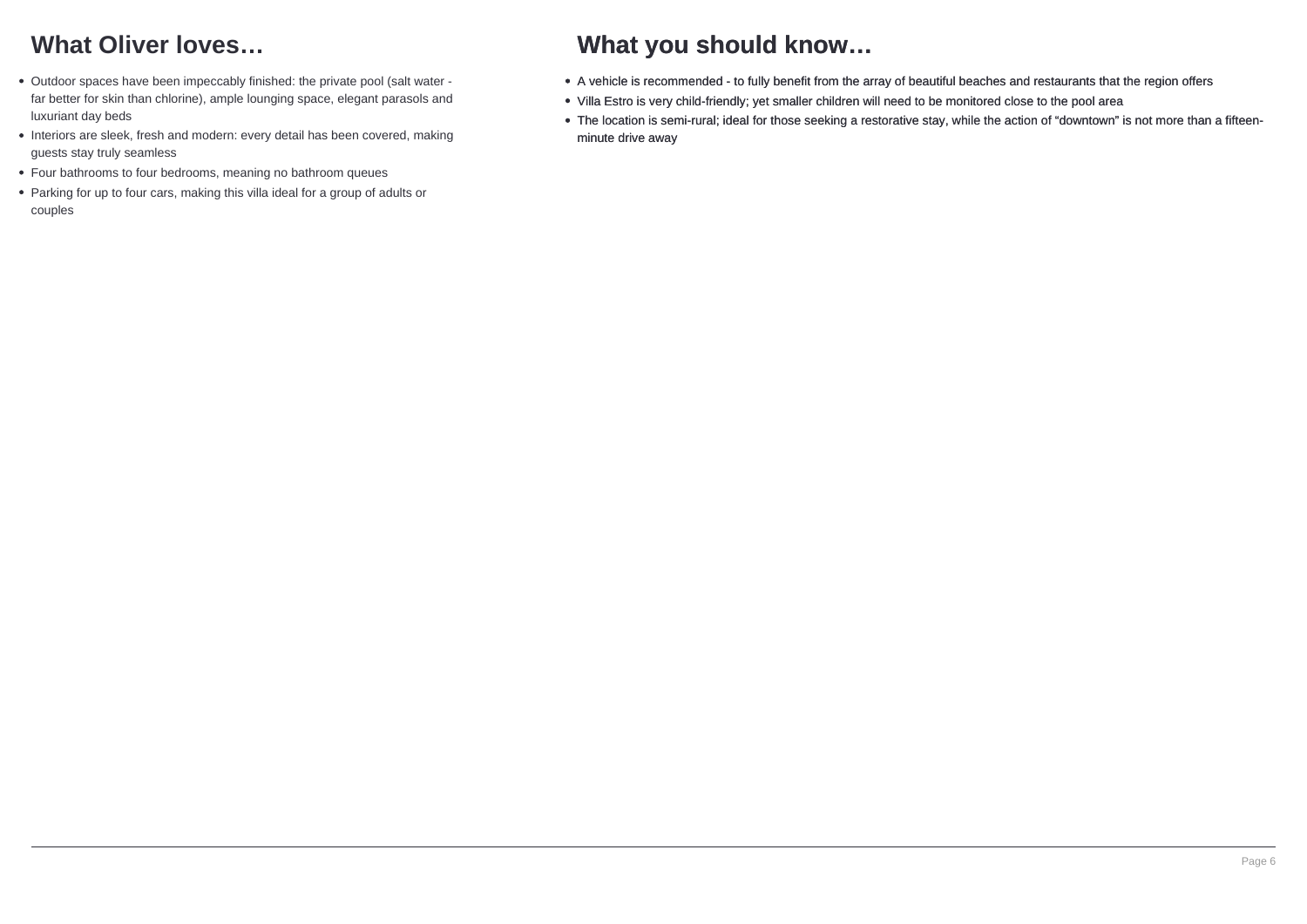## What Oliver loves…

- Outdoor spaces have been impeccably finished: the private pool (salt water - far better for skin than chlorine), ample lounging space, elegant parasols and luxuriant day beds
- Interiors are sleek, fresh and modern: every detail has been covered, making guests stay truly seamless
- Four bathrooms to four bedrooms, meaning no bathroom queues
- Parking for up to four cars, making this villa ideal for a group of adults or couples

## What you should know…

- A vehicle is recommended - to fully benefit from the array of beautiful beaches and restaurants that the region offers
- Villa Estro is very child-friendly; yet smaller children will need to be monitored close to the pool area
- The location is semi-rural; ideal for those seeking a restorative stay, while the action of "downtown" is not more than a fifteen-minute drive away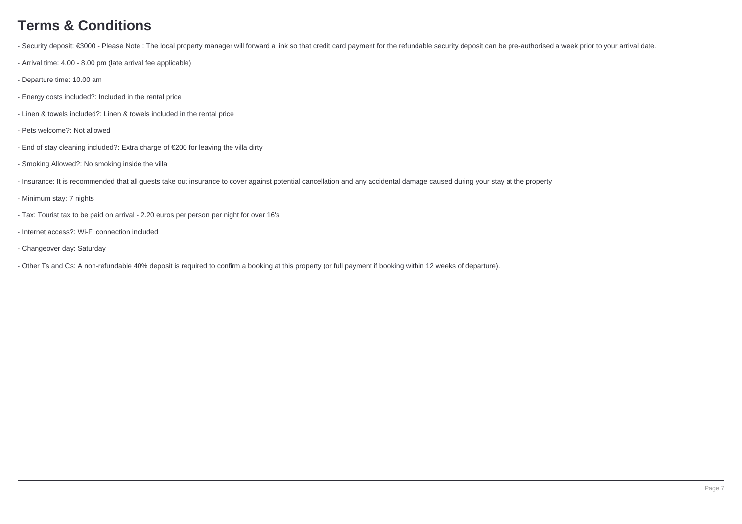# Terms & Conditions

- Security deposit: €3000 - Please Note : The local property manager will forward a link so that credit card payment for the refundable security deposit can be pre-authorised a week prior to your arrival date.
- Arrival time: 4.00 - 8.00 pm (late arrival fee applicable)
- Departure time: 10.00 am
- Energy costs included?: Included in the rental price
- Linen & towels included?: Linen & towels included in the rental price
- Pets welcome?: Not allowed
- End of stay cleaning included?: Extra charge of €200 for leaving the villa dirty
- Smoking Allowed?: No smoking inside the villa
- Insurance: It is recommended that all guests take out insurance to cover against potential cancellation and any accidental damage caused during your stay at the property
- Minimum stay: 7 nights
- Tax: Tourist tax to be paid on arrival - 2.20 euros per person per night for over 16's
- Internet access?: Wi-Fi connection included
- Changeover day: Saturday
- Other Ts and Cs: A non-refundable 40% deposit is required to confirm a booking at this property (or full payment if booking within 12 weeks of departure).